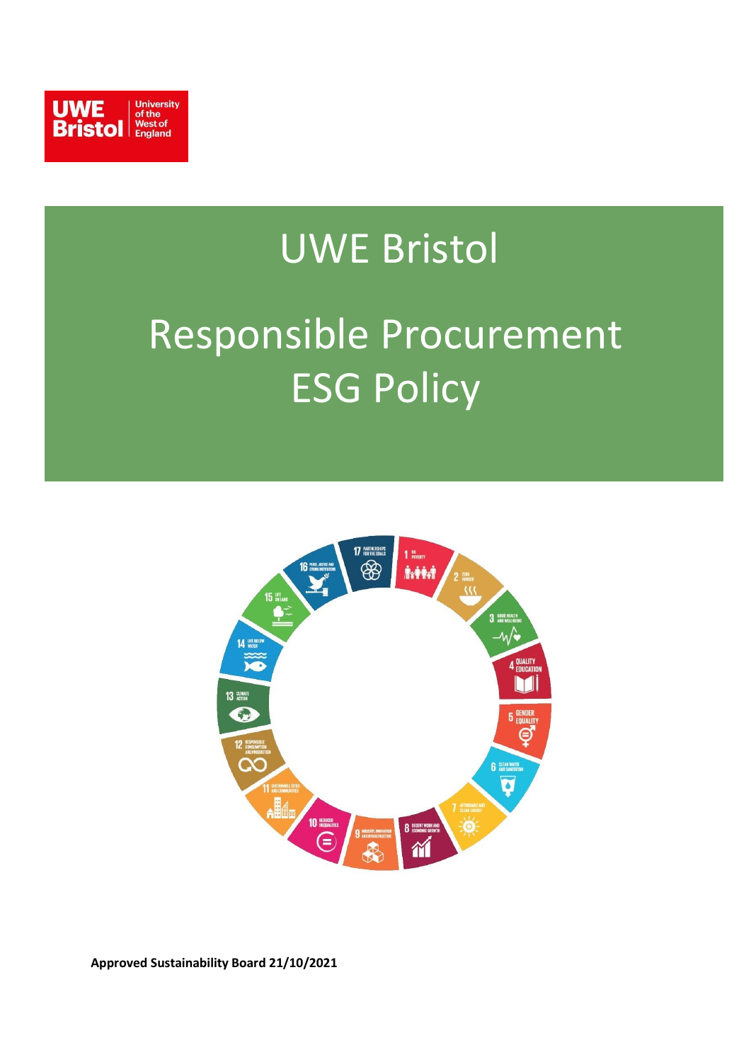UWE Bristol University of the West of England

# UWE Bristol

# Responsible Procurement ESG Policy

**Approved Sustainability Board 21/10/2021**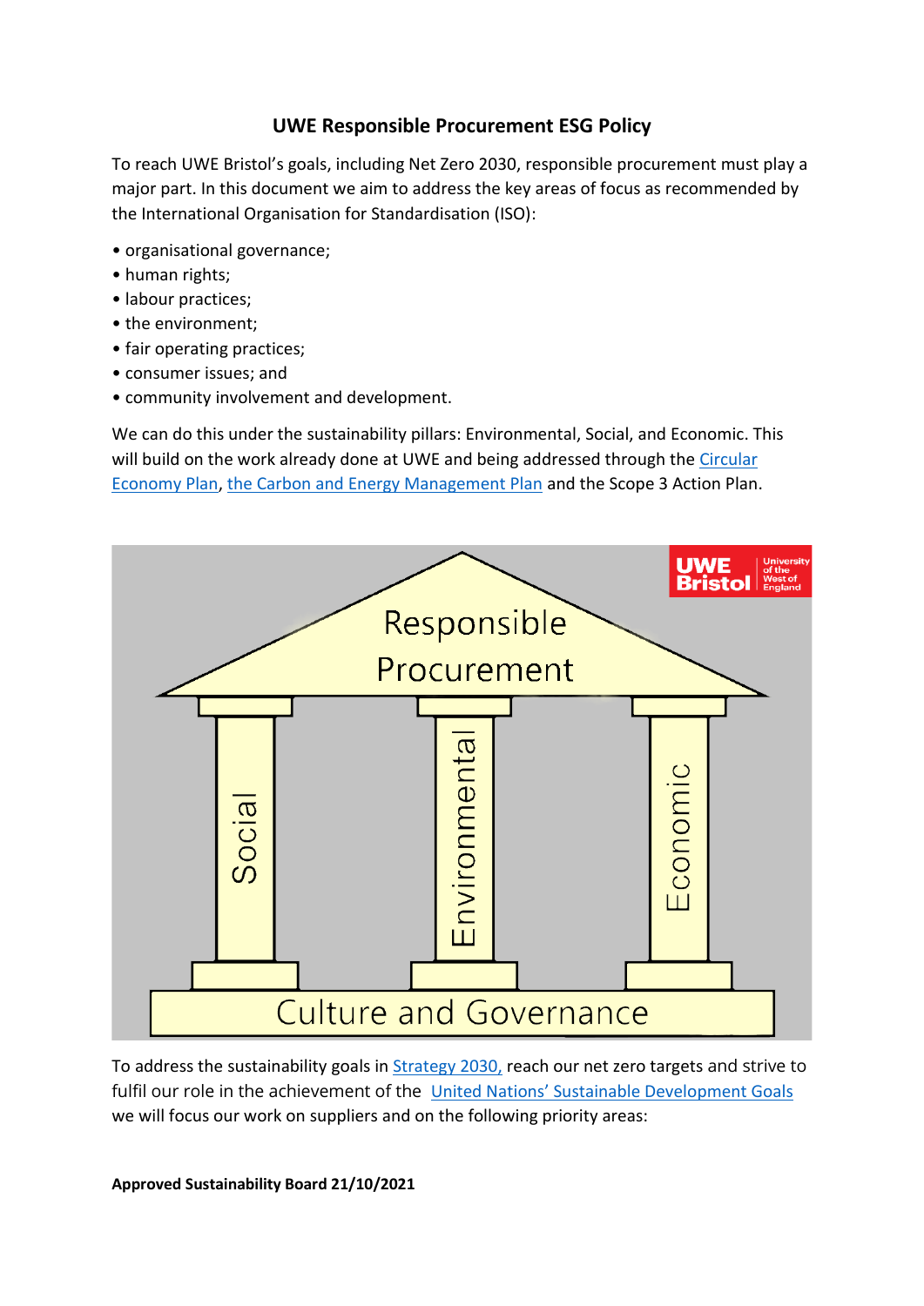# UWE Responsible Procurement ESG Policy

To reach UWE Bristol's goals, including Net Zero 2030, responsible procurement must play a major part. In this document we aim to address the key areas of focus as recommended by the International Organisation for Standardisation (ISO):

- organisational governance;
- human rights;
- labour practices;
- the environment;
- fair operating practices;
- consumer issues; and
- community involvement and development.

We can do this under the sustainability pillars: Environmental, Social, and Economic. This will build on the work already done at UWE and being addressed through the Circular Economy Plan, the Carbon and Energy Management Plan and the Scope 3 Action Plan.

To address the sustainability goals in Strategy 2030, reach our net zero targets and strive to fulfil our role in the achievement of the United Nations' Sustainable Development Goals we will focus our work on suppliers and on the following priority areas: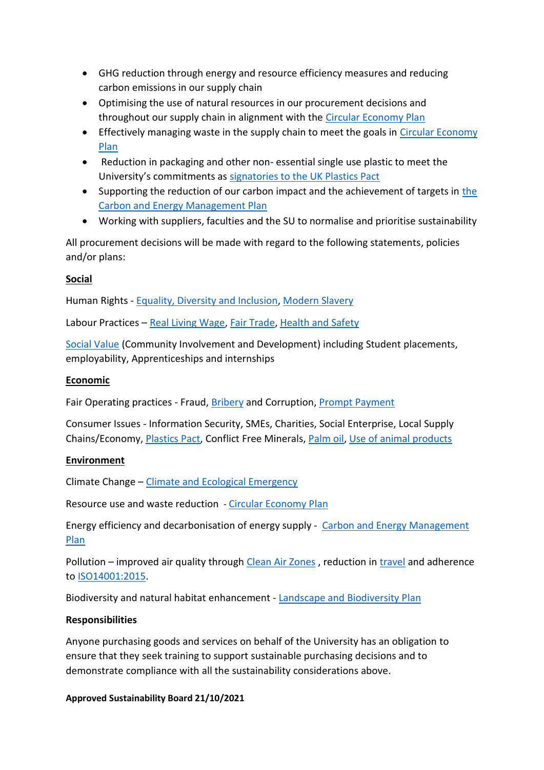- GHG reduction through energy and resource efficiency measures and reducing carbon emissions in our supply chain
- Optimising the use of natural resources in our procurement decisions and throughout our supply chain in alignment with the Circular Economy Plan
- Effectively managing waste in the supply chain to meet the goals in Circular Economy Plan
- Reduction in packaging and other non- essential single use plastic to meet the University's commitments as signatories to the UK Plastics Pact
- Supporting the reduction of our carbon impact and the achievement of targets in the Carbon and Energy Management Plan
- Working with suppliers, faculties and the SU to normalise and prioritise sustainability

All procurement decisions will be made with regard to the following statements, policies and/or plans:

**Social**

Human Rights - Equality, Diversity and Inclusion, Modern Slavery

Labour Practices – Real Living Wage, Fair Trade, Health and Safety

Social Value (Community Involvement and Development) including Student placements, employability, Apprenticeships and internships

**Economic**

Fair Operating practices - Fraud, Bribery and Corruption, Prompt Payment

Consumer Issues - Information Security, SMEs, Charities, Social Enterprise, Local Supply Chains/Economy, Plastics Pact, Conflict Free Minerals, Palm oil, Use of animal products

**Environment**

Climate Change – Climate and Ecological Emergency

Resource use and waste reduction - Circular Economy Plan

Energy efficiency and decarbonisation of energy supply - Carbon and Energy Management Plan

Pollution – improved air quality through Clean Air Zones , reduction in travel and adherence to ISO14001:2015.

Biodiversity and natural habitat enhancement - Landscape and Biodiversity Plan

**Responsibilities**

Anyone purchasing goods and services on behalf of the University has an obligation to ensure that they seek training to support sustainable purchasing decisions and to demonstrate compliance with all the sustainability considerations above.

**Approved Sustainability Board 21/10/2021**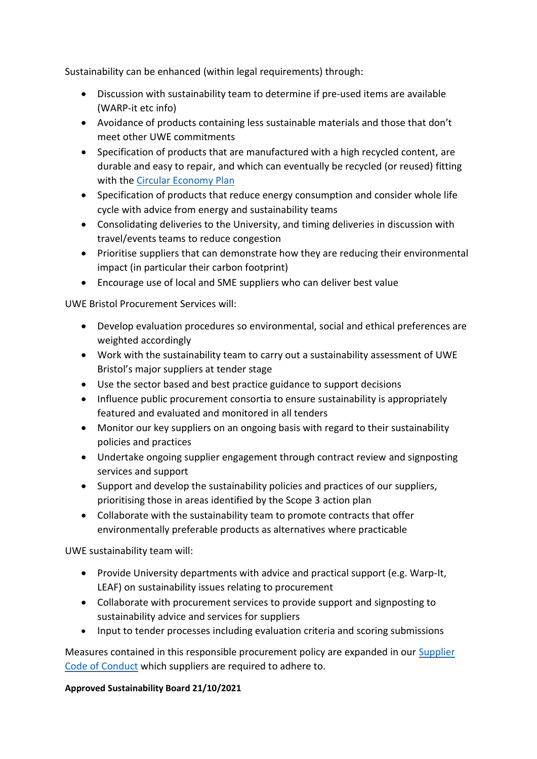Sustainability can be enhanced (within legal requirements) through:

- Discussion with sustainability team to determine if pre-used items are available (WARP-it etc info)
- Avoidance of products containing less sustainable materials and those that don't meet other UWE commitments
- Specification of products that are manufactured with a high recycled content, are durable and easy to repair, and which can eventually be recycled (or reused) fitting with the Circular Economy Plan
- Specification of products that reduce energy consumption and consider whole life cycle with advice from energy and sustainability teams
- Consolidating deliveries to the University, and timing deliveries in discussion with travel/events teams to reduce congestion
- Prioritise suppliers that can demonstrate how they are reducing their environmental impact (in particular their carbon footprint)
- Encourage use of local and SME suppliers who can deliver best value

UWE Bristol Procurement Services will:

- Develop evaluation procedures so environmental, social and ethical preferences are weighted accordingly
- Work with the sustainability team to carry out a sustainability assessment of UWE Bristol's major suppliers at tender stage
- Use the sector based and best practice guidance to support decisions
- Influence public procurement consortia to ensure sustainability is appropriately featured and evaluated and monitored in all tenders
- Monitor our key suppliers on an ongoing basis with regard to their sustainability policies and practices
- Undertake ongoing supplier engagement through contract review and signposting services and support
- Support and develop the sustainability policies and practices of our suppliers, prioritising those in areas identified by the Scope 3 action plan
- Collaborate with the sustainability team to promote contracts that offer environmentally preferable products as alternatives where practicable

UWE sustainability team will:

- Provide University departments with advice and practical support (e.g. Warp-It, LEAF) on sustainability issues relating to procurement
- Collaborate with procurement services to provide support and signposting to sustainability advice and services for suppliers
- Input to tender processes including evaluation criteria and scoring submissions

Measures contained in this responsible procurement policy are expanded in our Supplier Code of Conduct which suppliers are required to adhere to.

**Approved Sustainability Board 21/10/2021**